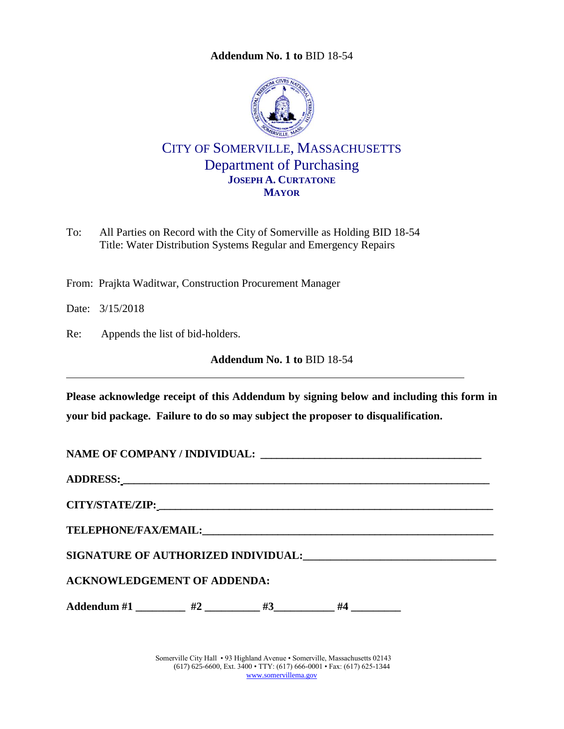**Addendum No. 1 to** BID 18-54

# CITY OF SOMERVILLE, MASSACHUSETTS

## Department of Purchasing

**JOSEPH A. CURTATONE**
**MAYOR**

To: All Parties on Record with the City of Somerville as Holding BID 18-54
Title: Water Distribution Systems Regular and Emergency Repairs

From: Prajkta Waditwar, Construction Procurement Manager

Date: 3/15/2018

Re: Appends the list of bid-holders.

**Addendum No. 1 to** BID 18-54

---

**Please acknowledge receipt of this Addendum by signing below and including this form in your bid package. Failure to do so may subject the proposer to disqualification.**

**NAME OF COMPANY / INDIVIDUAL:** ________________________________________

**ADDRESS:** ________________________________________________________________

**CITY/STATE/ZIP:** ____________________________________________________________

**TELEPHONE/FAX/EMAIL:** _______________________________________________________

**SIGNATURE OF AUTHORIZED INDIVIDUAL:** _________________________________

**ACKNOWLEDGEMENT OF ADDENDA:**

**Addendum #1** _________ **#2** __________ **#3**___________ **#4** _________

Somerville City Hall • 93 Highland Avenue • Somerville, Massachusetts 02143
(617) 625-6600, Ext. 3400 • TTY: (617) 666-0001 • Fax: (617) 625-1344
www.somervillema.gov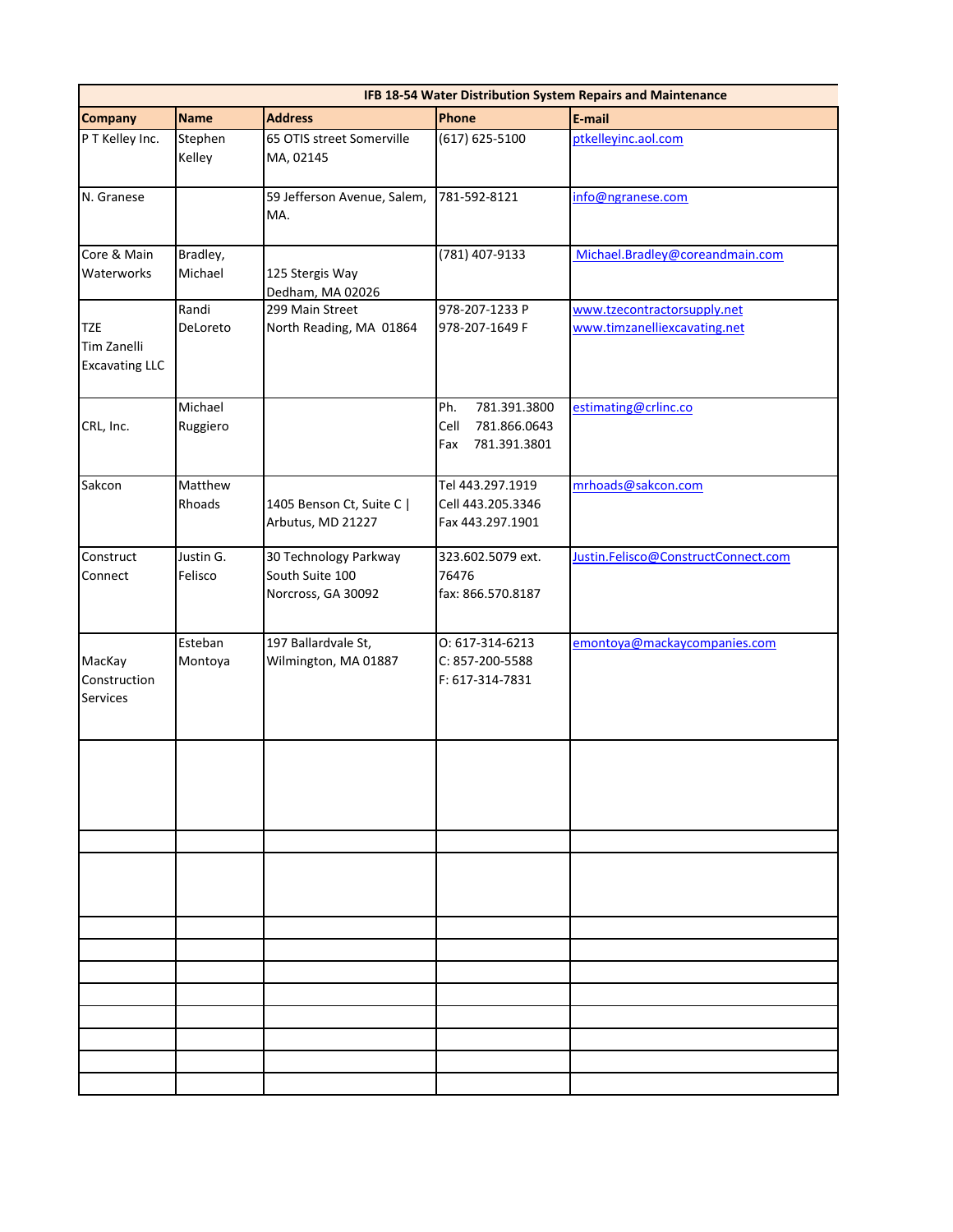| IFB 18-54 Water Distribution System Repairs and Maintenance | | | | |
|---|---|---|---|---|
| **Company** | **Name** | **Address** | **Phone** | **E-mail** |
| P T Kelley Inc. | Stephen Kelley | 65 OTIS street Somerville MA, 02145 | (617) 625-5100 | ptkelleyinc.aol.com |
| N. Granese | | 59 Jefferson Avenue, Salem, MA. | 781-592-8121 | info@ngranese.com |
| Core & Main Waterworks | Bradley, Michael | 125 Stergis Way Dedham, MA 02026 | (781) 407-9133 | Michael.Bradley@coreandmain.com |
| TZE Tim Zanelli Excavating LLC | Randi DeLoreto | 299 Main Street North Reading, MA 01864 | 978-207-1233 P 978-207-1649 F | www.tzecontractorsupply.net www.timzanelliexcavating.net |
| CRL, Inc. | Michael Ruggiero | | Ph. 781.391.3800 Cell 781.866.0643 Fax 781.391.3801 | estimating@crlinc.co |
| Sakcon | Matthew Rhoads | 1405 Benson Ct, Suite C \| Arbutus, MD 21227 | Tel 443.297.1919 Cell 443.205.3346 Fax 443.297.1901 | mrhoads@sakcon.com |
| Construct Connect | Justin G. Felisco | 30 Technology Parkway South Suite 100 Norcross, GA 30092 | 323.602.5079 ext. 76476 fax: 866.570.8187 | Justin.Felisco@ConstructConnect.com |
| MacKay Construction Services | Esteban Montoya | 197 Ballardvale St, Wilmington, MA 01887 | O: 617-314-6213 C: 857-200-5588 F: 617-314-7831 | emontoya@mackaycompanies.com |
| | | | | |
| | | | | |
| | | | | |
| | | | | |
| | | | | |
| | | | | |
| | | | | |
| | | | | |
| | | | | |
| | | | | |
| | | | | |